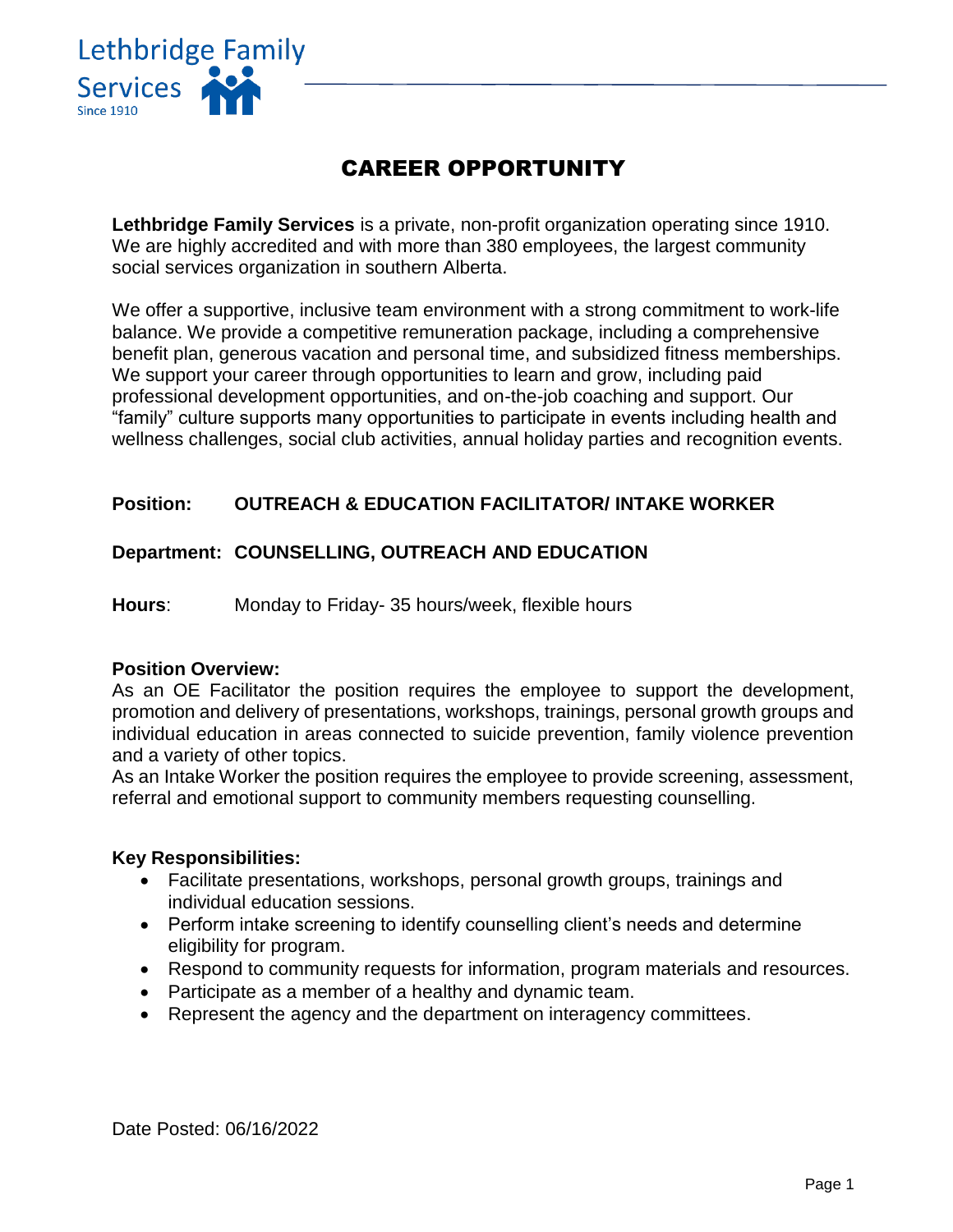Lethbridge Family Services
Since 1910

# CAREER OPPORTUNITY

**Lethbridge Family Services** is a private, non-profit organization operating since 1910. We are highly accredited and with more than 380 employees, the largest community social services organization in southern Alberta.

We offer a supportive, inclusive team environment with a strong commitment to work-life balance. We provide a competitive remuneration package, including a comprehensive benefit plan, generous vacation and personal time, and subsidized fitness memberships. We support your career through opportunities to learn and grow, including paid professional development opportunities, and on-the-job coaching and support. Our "family" culture supports many opportunities to participate in events including health and wellness challenges, social club activities, annual holiday parties and recognition events.

**Position:** **OUTREACH & EDUCATION FACILITATOR/ INTAKE WORKER**

**Department:** **COUNSELLING, OUTREACH AND EDUCATION**

**Hours**: Monday to Friday- 35 hours/week, flexible hours

**Position Overview:**
As an OE Facilitator the position requires the employee to support the development, promotion and delivery of presentations, workshops, trainings, personal growth groups and individual education in areas connected to suicide prevention, family violence prevention and a variety of other topics.
As an Intake Worker the position requires the employee to provide screening, assessment, referral and emotional support to community members requesting counselling.

**Key Responsibilities:**

- Facilitate presentations, workshops, personal growth groups, trainings and individual education sessions.
- Perform intake screening to identify counselling client's needs and determine eligibility for program.
- Respond to community requests for information, program materials and resources.
- Participate as a member of a healthy and dynamic team.
- Represent the agency and the department on interagency committees.

Date Posted: 06/16/2022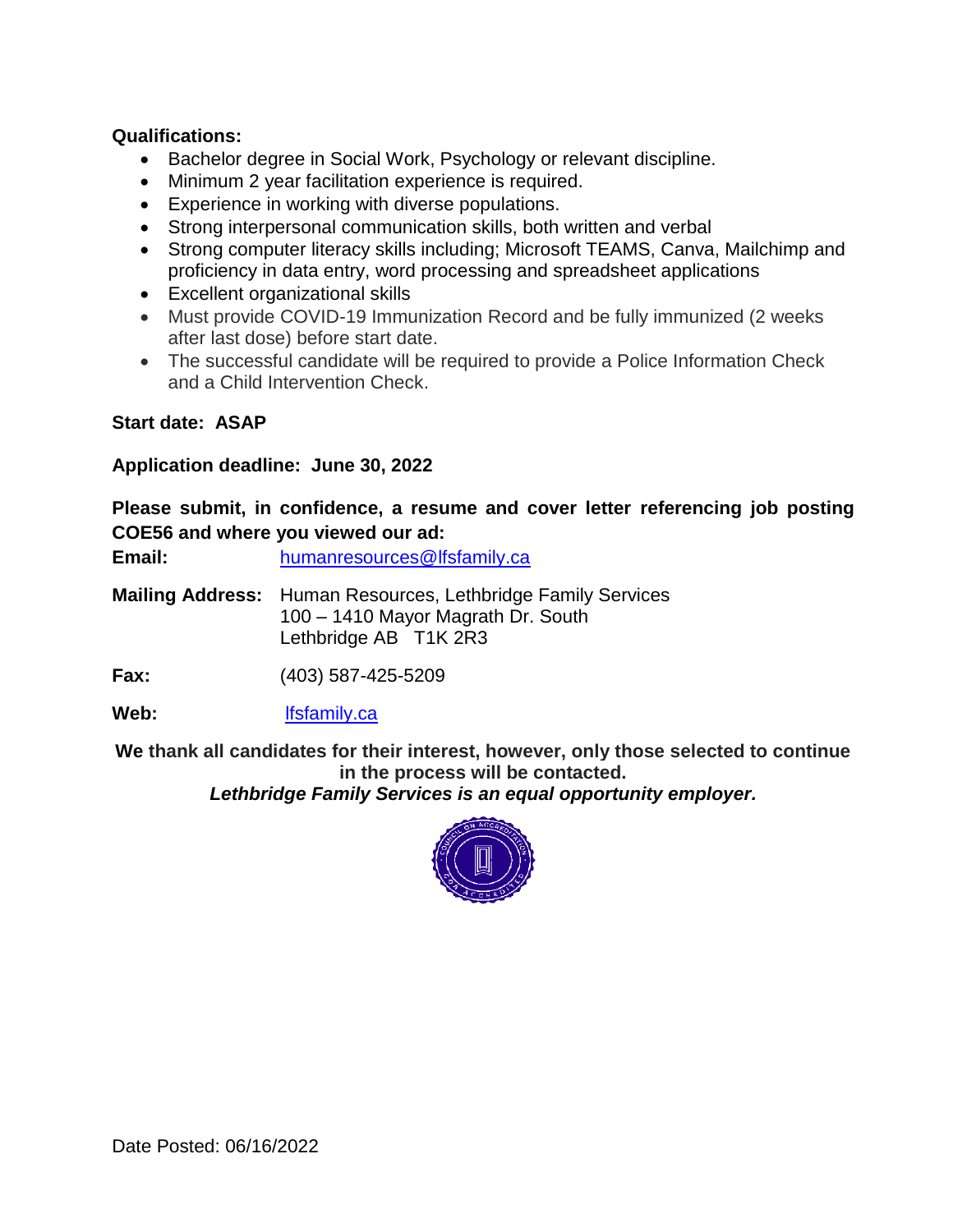**Qualifications:**

- Bachelor degree in Social Work, Psychology or relevant discipline.
- Minimum 2 year facilitation experience is required.
- Experience in working with diverse populations.
- Strong interpersonal communication skills, both written and verbal
- Strong computer literacy skills including; Microsoft TEAMS, Canva, Mailchimp and proficiency in data entry, word processing and spreadsheet applications
- Excellent organizational skills
- Must provide COVID-19 Immunization Record and be fully immunized (2 weeks after last dose) before start date.
- The successful candidate will be required to provide a Police Information Check and a Child Intervention Check.

**Start date: ASAP**

**Application deadline: June 30, 2022**

**Please submit, in confidence, a resume and cover letter referencing job posting COE56 and where you viewed our ad:**

**Email:** humanresources@lfsfamily.ca

**Mailing Address:** Human Resources, Lethbridge Family Services
100 – 1410 Mayor Magrath Dr. South
Lethbridge AB T1K 2R3

**Fax:** (403) 587-425-5209

**Web:** lfsfamily.ca

**We thank all candidates for their interest, however, only those selected to continue in the process will be contacted.**

***Lethbridge Family Services is an equal opportunity employer.***

Date Posted: 06/16/2022